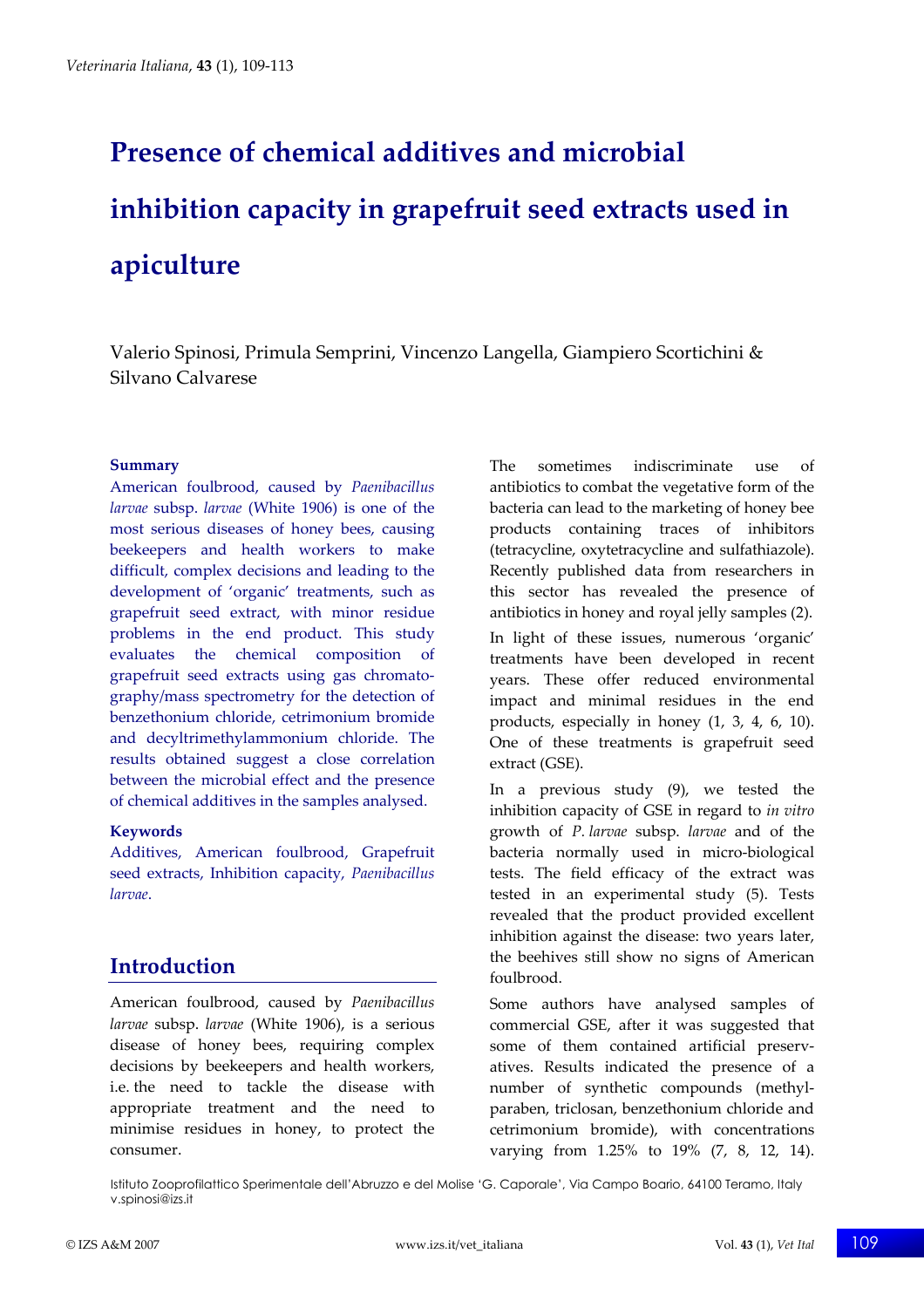# Presence of chemical additives and microbial inhibition capacity in grapefruit seed extracts used in apiculture

Valerio Spinosi, Primula Semprini, Vincenzo Langella, Giampiero Scortichini & Silvano Calvarese

### Summary

American foulbrood, caused by *Paenibacillus larvae* subsp. *larvae* (White 1906) is one of the most serious diseases of honey bees, causing beekeepers and health workers to make difficult, complex decisions and leading to the development of 'organic' treatments, such as grapefruit seed extract, with minor residue problems in the end product. This study evaluates the chemical composition of grapefruit seed extracts using gas chromatography/mass spectrometry for the detection of benzethonium chloride, cetrimonium bromide and decyltrimethylammonium chloride. The results obtained suggest a close correlation between the microbial effect and the presence of chemical additives in the samples analysed.

### Keywords

Additives, American foulbrood, Grapefruit seed extracts, Inhibition capacity, *Paenibacillus larvae*.

## Introduction

American foulbrood, caused by *Paenibacillus larvae* subsp. *larvae* (White 1906), is a serious disease of honey bees, requiring complex decisions by beekeepers and health workers, i.e. the need to tackle the disease with appropriate treatment and the need to minimise residues in honey, to protect the consumer.

The sometimes indiscriminate use of antibiotics to combat the vegetative form of the bacteria can lead to the marketing of honey bee products containing traces of inhibitors (tetracycline, oxytetracycline and sulfathiazole). Recently published data from researchers in this sector has revealed the presence of antibiotics in honey and royal jelly samples (2).

In light of these issues, numerous 'organic' treatments have been developed in recent years. These offer reduced environmental impact and minimal residues in the end products, especially in honey (1, 3, 4, 6, 10). One of these treatments is grapefruit seed extract (GSE).

In a previous study (9), we tested the inhibition capacity of GSE in regard to *in vitro* growth of *P. larvae* subsp. *larvae* and of the bacteria normally used in micro-biological tests. The field efficacy of the extract was tested in an experimental study (5). Tests revealed that the product provided excellent inhibition against the disease: two years later, the beehives still show no signs of American foulbrood.

Some authors have analysed samples of commercial GSE, after it was suggested that some of them contained artificial preservatives. Results indicated the presence of a number of synthetic compounds (methylparaben, triclosan, benzethonium chloride and cetrimonium bromide), with concentrations varying from 1.25% to 19% (7, 8, 12, 14).

Istituto Zooprofilattico Sperimentale dell'Abruzzo e del Molise 'G. Caporale', Via Campo Boario, 64100 Teramo, Italy
v.spinosi@izs.it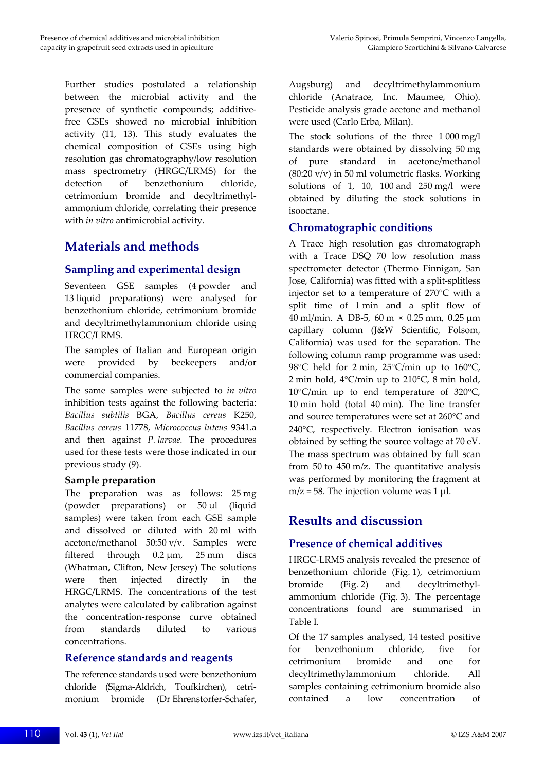Further studies postulated a relationship between the microbial activity and the presence of synthetic compounds; additive-free GSEs showed no microbial inhibition activity (11, 13). This study evaluates the chemical composition of GSEs using high resolution gas chromatography/low resolution mass spectrometry (HRGC/LRMS) for the detection of benzethonium chloride, cetrimonium bromide and decyltrimethyl-ammonium chloride, correlating their presence with *in vitro* antimicrobial activity.

## Materials and methods

### Sampling and experimental design

Seventeen GSE samples (4 powder and 13 liquid preparations) were analysed for benzethonium chloride, cetrimonium bromide and decyltrimethylammonium chloride using HRGC/LRMS.

The samples of Italian and European origin were provided by beekeepers and/or commercial companies.

The same samples were subjected to *in vitro* inhibition tests against the following bacteria: *Bacillus subtilis* BGA, *Bacillus cereus* K250, *Bacillus cereus* 11778, *Micrococcus luteus* 9341.a and then against *P. larvae.* The procedures used for these tests were those indicated in our previous study (9).

#### Sample preparation

The preparation was as follows: 25 mg (powder preparations) or 50 µl (liquid samples) were taken from each GSE sample and dissolved or diluted with 20 ml with acetone/methanol 50:50 v/v. Samples were filtered through 0.2 µm, 25 mm discs (Whatman, Clifton, New Jersey) The solutions were then injected directly in the HRGC/LRMS. The concentrations of the test analytes were calculated by calibration against the concentration-response curve obtained from standards diluted to various concentrations.

### Reference standards and reagents

The reference standards used were benzethonium chloride (Sigma-Aldrich, Toufkirchen), cetrimonium bromide (Dr Ehrenstorfer-Schafer, Augsburg) and decyltrimethylammonium chloride (Anatrace, Inc. Maumee, Ohio). Pesticide analysis grade acetone and methanol were used (Carlo Erba, Milan).

The stock solutions of the three 1 000 mg/l standards were obtained by dissolving 50 mg of pure standard in acetone/methanol (80:20 v/v) in 50 ml volumetric flasks. Working solutions of 1, 10, 100 and 250 mg/l were obtained by diluting the stock solutions in isooctane.

### Chromatographic conditions

A Trace high resolution gas chromatograph with a Trace DSQ 70 low resolution mass spectrometer detector (Thermo Finnigan, San Jose, California) was fitted with a split-splitless injector set to a temperature of 270°C with a split time of 1 min and a split flow of 40 ml/min. A DB-5, 60 m × 0.25 mm, 0.25 µm capillary column (J&W Scientific, Folsom, California) was used for the separation. The following column ramp programme was used: 98°C held for 2 min, 25°C/min up to 160°C, 2 min hold, 4°C/min up to 210°C, 8 min hold, 10°C/min up to end temperature of 320°C, 10 min hold (total 40 min). The line transfer and source temperatures were set at 260°C and 240°C, respectively. Electron ionisation was obtained by setting the source voltage at 70 eV. The mass spectrum was obtained by full scan from 50 to 450 m/z. The quantitative analysis was performed by monitoring the fragment at m/z = 58. The injection volume was 1 µl.

## Results and discussion

### Presence of chemical additives

HRGC-LRMS analysis revealed the presence of benzethonium chloride (Fig. 1), cetrimonium bromide (Fig. 2) and decyltrimethyl-ammonium chloride (Fig. 3). The percentage concentrations found are summarised in Table I.

Of the 17 samples analysed, 14 tested positive for benzethonium chloride, five for cetrimonium bromide and one for decyltrimethylammonium chloride. All samples containing cetrimonium bromide also contained a low concentration of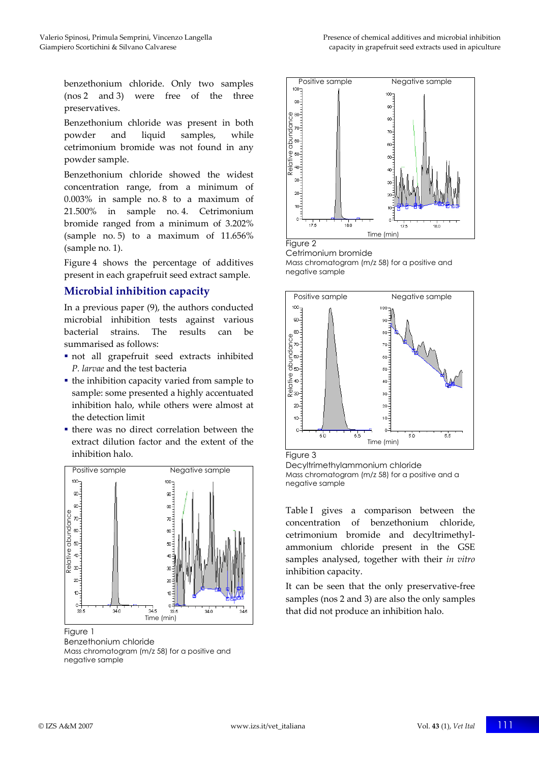benzethonium chloride. Only two samples (nos 2 and 3) were free of the three preservatives.

Benzethonium chloride was present in both powder and liquid samples, while cetrimonium bromide was not found in any powder sample.

Benzethonium chloride showed the widest concentration range, from a minimum of 0.003% in sample no. 8 to a maximum of 21.500% in sample no. 4. Cetrimonium bromide ranged from a minimum of 3.202% (sample no. 5) to a maximum of 11.656% (sample no. 1).

Figure 4 shows the percentage of additives present in each grapefruit seed extract sample.

## Microbial inhibition capacity

In a previous paper (9), the authors conducted microbial inhibition tests against various bacterial strains. The results can be summarised as follows:

- not all grapefruit seed extracts inhibited *P. larvae* and the test bacteria
- the inhibition capacity varied from sample to sample: some presented a highly accentuated inhibition halo, while others were almost at the detection limit
- there was no direct correlation between the extract dilution factor and the extent of the inhibition halo.

Figure 1
Benzethonium chloride
Mass chromatogram (m/z 58) for a positive and negative sample

Figure 2
Cetrimonium bromide
Mass chromatogram (m/z 58) for a positive and negative sample

Figure 3
Decyltrimethylammonium chloride
Mass chromatogram (m/z 58) for a positive and a negative sample

Table I gives a comparison between the concentration of benzethonium chloride, cetrimonium bromide and decyltrimethylammonium chloride present in the GSE samples analysed, together with their *in vitro* inhibition capacity.

It can be seen that the only preservative-free samples (nos 2 and 3) are also the only samples that did not produce an inhibition halo.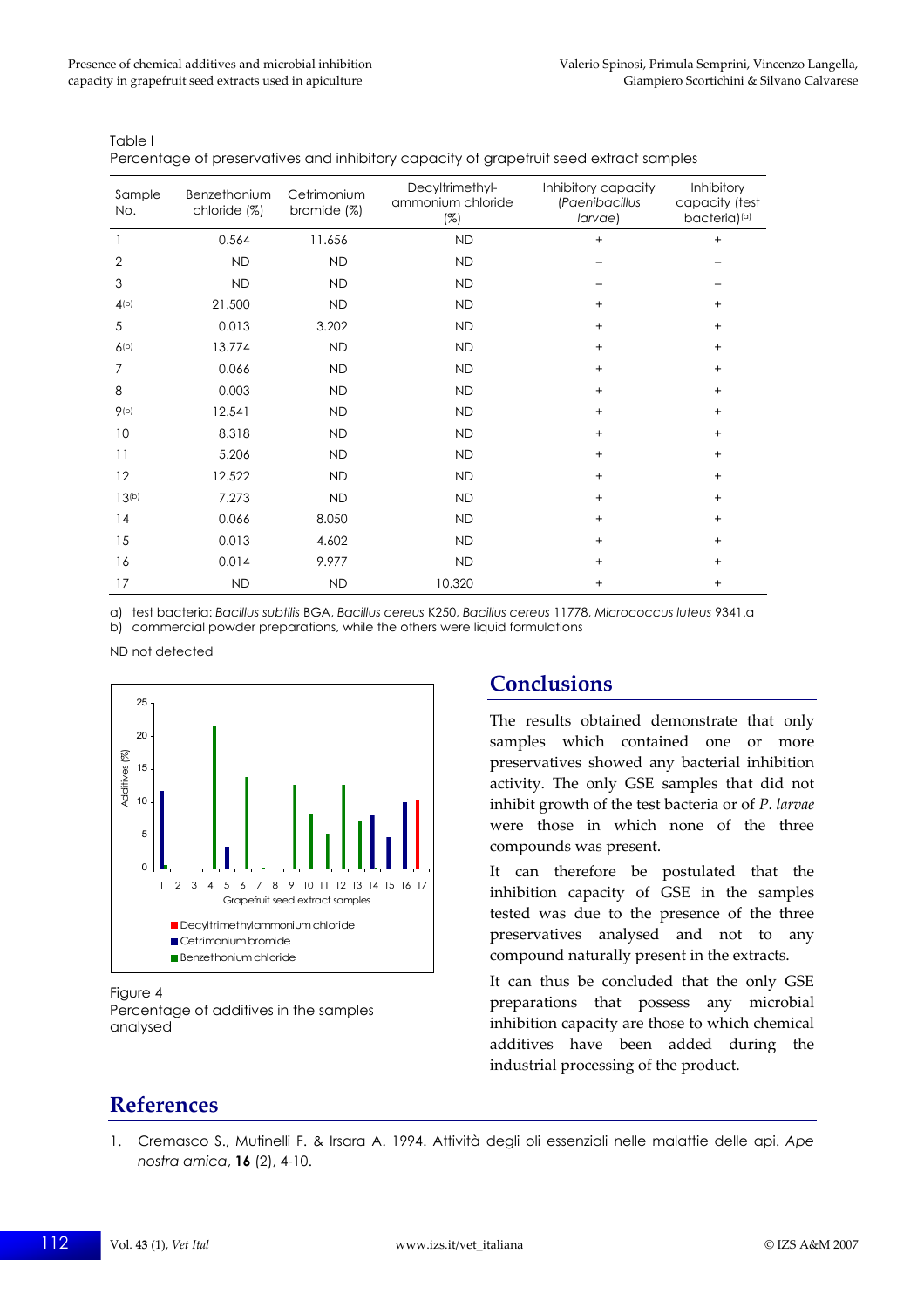Table I

Percentage of preservatives and inhibitory capacity of grapefruit seed extract samples

| Sample No. | Benzethonium chloride (%) | Cetrimonium bromide (%) | Decyltrimethyl-ammonium chloride (%) | Inhibitory capacity (*Paenibacillus larvae*) | Inhibitory capacity (test bacteria)[a] |
|---|---|---|---|---|---|
| 1 | 0.564 | 11.656 | ND | + | + |
| 2 | ND | ND | ND | – | – |
| 3 | ND | ND | ND | – | – |
| 4[b] | 21.500 | ND | ND | + | + |
| 5 | 0.013 | 3.202 | ND | + | + |
| 6[b] | 13.774 | ND | ND | + | + |
| 7 | 0.066 | ND | ND | + | + |
| 8 | 0.003 | ND | ND | + | + |
| 9[b] | 12.541 | ND | ND | + | + |
| 10 | 8.318 | ND | ND | + | + |
| 11 | 5.206 | ND | ND | + | + |
| 12 | 12.522 | ND | ND | + | + |
| 13[b] | 7.273 | ND | ND | + | + |
| 14 | 0.066 | 8.050 | ND | + | + |
| 15 | 0.013 | 4.602 | ND | + | + |
| 16 | 0.014 | 9.977 | ND | + | + |
| 17 | ND | ND | 10.320 | + | + |

a) test bacteria: *Bacillus subtilis* BGA, *Bacillus cereus* K250, *Bacillus cereus* 11778, *Micrococcus luteus* 9341.a

b) commercial powder preparations, while the others were liquid formulations

ND not detected

Figure 4

Percentage of additives in the samples analysed

## Conclusions

The results obtained demonstrate that only samples which contained one or more preservatives showed any bacterial inhibition activity. The only GSE samples that did not inhibit growth of the test bacteria or of *P. larvae* were those in which none of the three compounds was present.

It can therefore be postulated that the inhibition capacity of GSE in the samples tested was due to the presence of the three preservatives analysed and not to any compound naturally present in the extracts.

It can thus be concluded that the only GSE preparations that possess any microbial inhibition capacity are those to which chemical additives have been added during the industrial processing of the product.

## References

1. Cremasco S., Mutinelli F. & Irsara A. 1994. Attività degli oli essenziali nelle malattie delle api. *Ape nostra amica*, **16** (2), 4-10.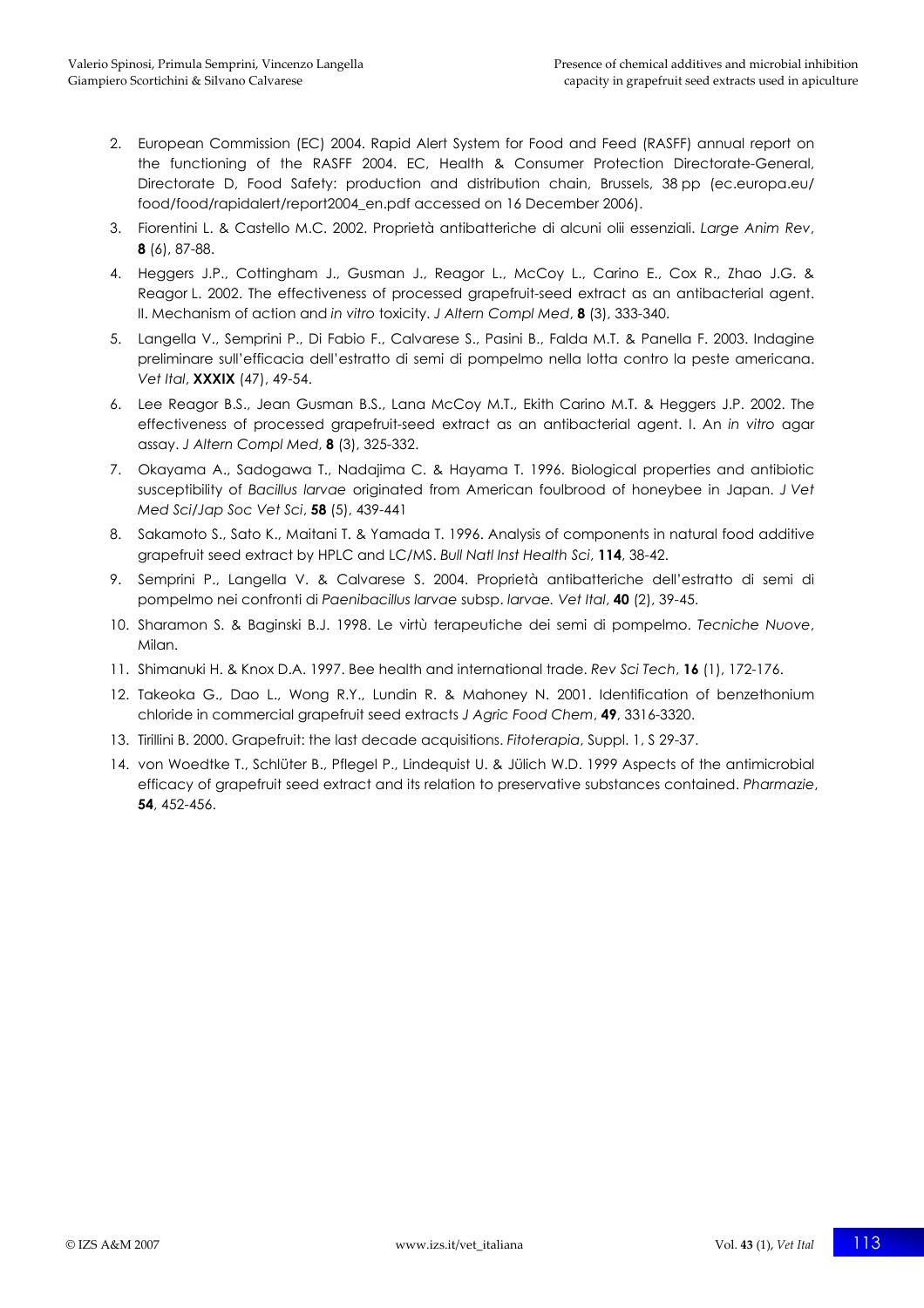2. European Commission (EC) 2004. Rapid Alert System for Food and Feed (RASFF) annual report on the functioning of the RASFF 2004. EC, Health & Consumer Protection Directorate-General, Directorate D, Food Safety: production and distribution chain, Brussels, 38 pp (ec.europa.eu/food/food/rapidalert/report2004_en.pdf accessed on 16 December 2006).
3. Fiorentini L. & Castello M.C. 2002. Proprietà antibatteriche di alcuni olii essenziali. *Large Anim Rev*, **8** (6), 87-88.
4. Heggers J.P., Cottingham J., Gusman J., Reagor L., McCoy L., Carino E., Cox R., Zhao J.G. & Reagor L. 2002. The effectiveness of processed grapefruit-seed extract as an antibacterial agent. II. Mechanism of action and *in vitro* toxicity. *J Altern Compl Med*, **8** (3), 333-340.
5. Langella V., Semprini P., Di Fabio F., Calvarese S., Pasini B., Falda M.T. & Panella F. 2003. Indagine preliminare sull'efficacia dell'estratto di semi di pompelmo nella lotta contro la peste americana. *Vet Ital*, **XXXIX** (47), 49-54.
6. Lee Reagor B.S., Jean Gusman B.S., Lana McCoy M.T., Ekith Carino M.T. & Heggers J.P. 2002. The effectiveness of processed grapefruit-seed extract as an antibacterial agent. I. An *in vitro* agar assay. *J Altern Compl Med*, **8** (3), 325-332.
7. Okayama A., Sadogawa T., Nadajima C. & Hayama T. 1996. Biological properties and antibiotic susceptibility of *Bacillus larvae* originated from American foulbrood of honeybee in Japan. *J Vet Med Sci/Jap Soc Vet Sci*, **58** (5), 439-441
8. Sakamoto S., Sato K., Maitani T. & Yamada T. 1996. Analysis of components in natural food additive grapefruit seed extract by HPLC and LC/MS. *Bull Natl Inst Health Sci*, **114**, 38-42.
9. Semprini P., Langella V. & Calvarese S. 2004. Proprietà antibatteriche dell'estratto di semi di pompelmo nei confronti di *Paenibacillus larvae* subsp. *larvae. Vet Ital*, **40** (2), 39-45.
10. Sharamon S. & Baginski B.J. 1998. Le virtù terapeutiche dei semi di pompelmo. *Tecniche Nuove*, Milan.
11. Shimanuki H. & Knox D.A. 1997. Bee health and international trade. *Rev Sci Tech*, **16** (1), 172-176.
12. Takeoka G., Dao L., Wong R.Y., Lundin R. & Mahoney N. 2001. Identification of benzethonium chloride in commercial grapefruit seed extracts *J Agric Food Chem*, **49**, 3316-3320.
13. Tirillini B. 2000. Grapefruit: the last decade acquisitions. *Fitoterapia*, Suppl. 1, S 29-37.
14. von Woedtke T., Schlüter B., Pflegel P., Lindequist U. & Jülich W.D. 1999 Aspects of the antimicrobial efficacy of grapefruit seed extract and its relation to preservative substances contained. *Pharmazie*, **54**, 452-456.